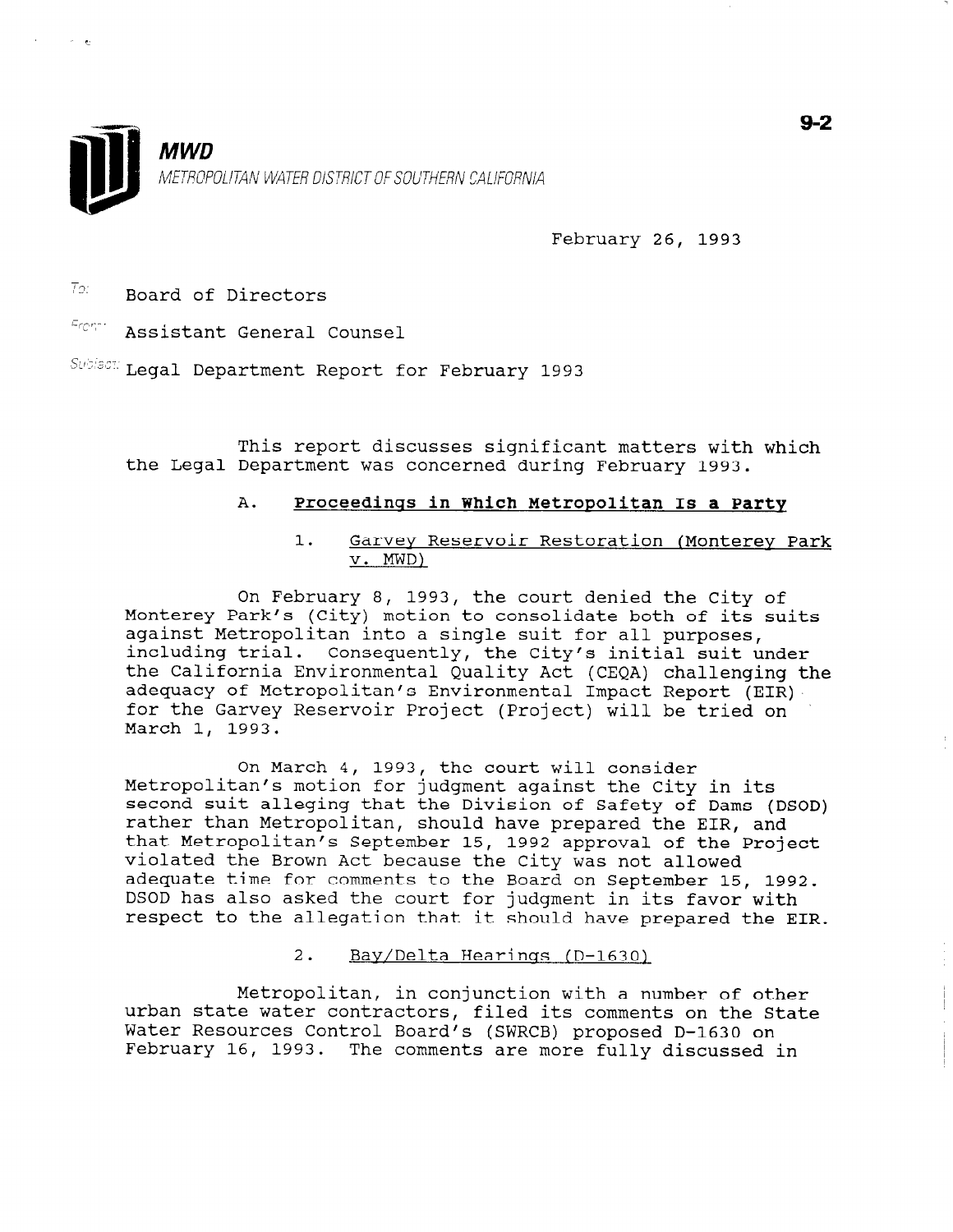**MWD**

METROPOLITAN WATER DISTRICT OF SOUTHERN CALIFORNIA

9-2

February 26, 1993

To: Board of Directors

From: Assistant General Counsel

Subject: Legal Department Report for February 1993

This report discusses significant matters with which the Legal Department was concerned during February 1993.

## A. Proceedings in Which Metropolitan Is a Party

### 1. Garvey Reservoir Restoration (Monterey Park v. MWD)

On February 8, 1993, the court denied the City of Monterey Park's (City) motion to consolidate both of its suits against Metropolitan into a single suit for all purposes, including trial. Consequently, the City's initial suit under the California Environmental Quality Act (CEQA) challenging the adequacy of Metropolitan's Environmental Impact Report (EIR) for the Garvey Reservoir Project (Project) will be tried on March 1, 1993.

On March 4, 1993, the court will consider Metropolitan's motion for judgment against the City in its second suit alleging that the Division of Safety of Dams (DSOD) rather than Metropolitan, should have prepared the EIR, and that Metropolitan's September 15, 1992 approval of the Project violated the Brown Act because the City was not allowed adequate time for comments to the Board on September 15, 1992. DSOD has also asked the court for judgment in its favor with respect to the allegation that it should have prepared the EIR.

### 2. Bay/Delta Hearings (D-1630)

Metropolitan, in conjunction with a number of other urban state water contractors, filed its comments on the State Water Resources Control Board's (SWRCB) proposed D-1630 on February 16, 1993. The comments are more fully discussed in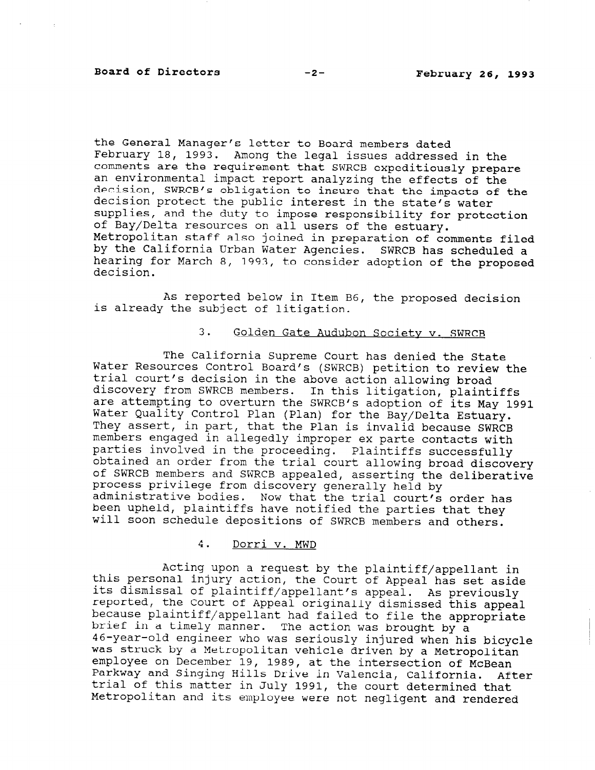the General Manager's letter to Board members dated February 18, 1993. Among the legal issues addressed in the comments are the requirement that SWRCB expeditiously prepare an environmental impact report analyzing the effects of the decision, SWRCB's obligation to insure that the impacts of the decision protect the public interest in the state's water supplies, and the duty to impose responsibility for protection of Bay/Delta resources on all users of the estuary. Metropolitan staff also joined in preparation of comments filed by the California Urban Water Agencies. SWRCB has scheduled a hearing for March 8, 1993, to consider adoption of the proposed decision.

As reported below in Item B6, the proposed decision is already the subject of litigation.

### 3. Golden Gate Audubon Society v. SWRCB

The California Supreme Court has denied the State Water Resources Control Board's (SWRCB) petition to review the trial court's decision in the above action allowing broad discovery from SWRCB members. In this litigation, plaintiffs are attempting to overturn the SWRCB's adoption of its May 1991 Water Quality Control Plan (Plan) for the Bay/Delta Estuary. They assert, in part, that the Plan is invalid because SWRCB members engaged in allegedly improper ex parte contacts with parties involved in the proceeding. Plaintiffs successfully obtained an order from the trial court allowing broad discovery of SWRCB members and SWRCB appealed, asserting the deliberative process privilege from discovery generally held by administrative bodies. Now that the trial court's order has been upheld, plaintiffs have notified the parties that they will soon schedule depositions of SWRCB members and others.

### 4. Dorri v. MWD

Acting upon a request by the plaintiff/appellant in this personal injury action, the Court of Appeal has set aside its dismissal of plaintiff/appellant's appeal. As previously reported, the Court of Appeal originally dismissed this appeal because plaintiff/appellant had failed to file the appropriate brief in a timely manner. The action was brought by a 46-year-old engineer who was seriously injured when his bicycle was struck by a Metropolitan vehicle driven by a Metropolitan employee on December 19, 1989, at the intersection of McBean Parkway and Singing Hills Drive in Valencia, California. After trial of this matter in July 1991, the court determined that Metropolitan and its employee were not negligent and rendered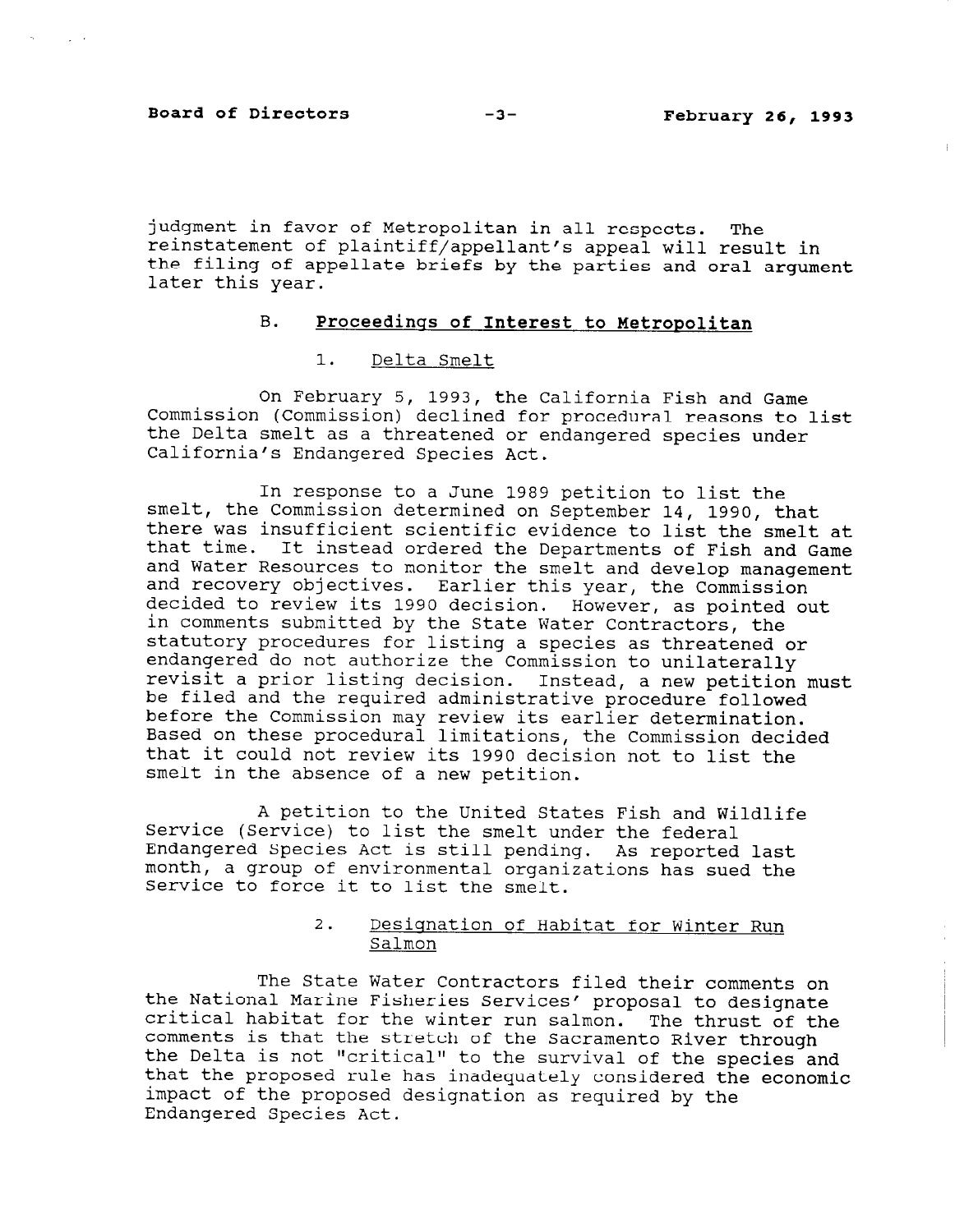judgment in favor of Metropolitan in all respects. The reinstatement of plaintiff/appellant's appeal will result in the filing of appellate briefs by the parties and oral argument later this year.

### B. Proceedings of Interest to Metropolitan

#### 1. Delta Smelt

On February 5, 1993, the California Fish and Game Commission (Commission) declined for procedural reasons to list the Delta smelt as a threatened or endangered species under California's Endangered Species Act.

In response to a June 1989 petition to list the smelt, the Commission determined on September 14, 1990, that there was insufficient scientific evidence to list the smelt at that time. It instead ordered the Departments of Fish and Game and Water Resources to monitor the smelt and develop management and recovery objectives. Earlier this year, the Commission decided to review its 1990 decision. However, as pointed out in comments submitted by the State Water Contractors, the statutory procedures for listing a species as threatened or endangered do not authorize the Commission to unilaterally revisit a prior listing decision. Instead, a new petition must be filed and the required administrative procedure followed before the Commission may review its earlier determination. Based on these procedural limitations, the Commission decided that it could not review its 1990 decision not to list the smelt in the absence of a new petition.

A petition to the United States Fish and Wildlife Service (Service) to list the smelt under the federal Endangered Species Act is still pending. As reported last month, a group of environmental organizations has sued the Service to force it to list the smelt.

#### 2. Designation of Habitat for Winter Run Salmon

The State Water Contractors filed their comments on the National Marine Fisheries Services' proposal to designate critical habitat for the winter run salmon. The thrust of the comments is that the stretch of the Sacramento River through the Delta is not "critical" to the survival of the species and that the proposed rule has inadequately considered the economic impact of the proposed designation as required by the Endangered Species Act.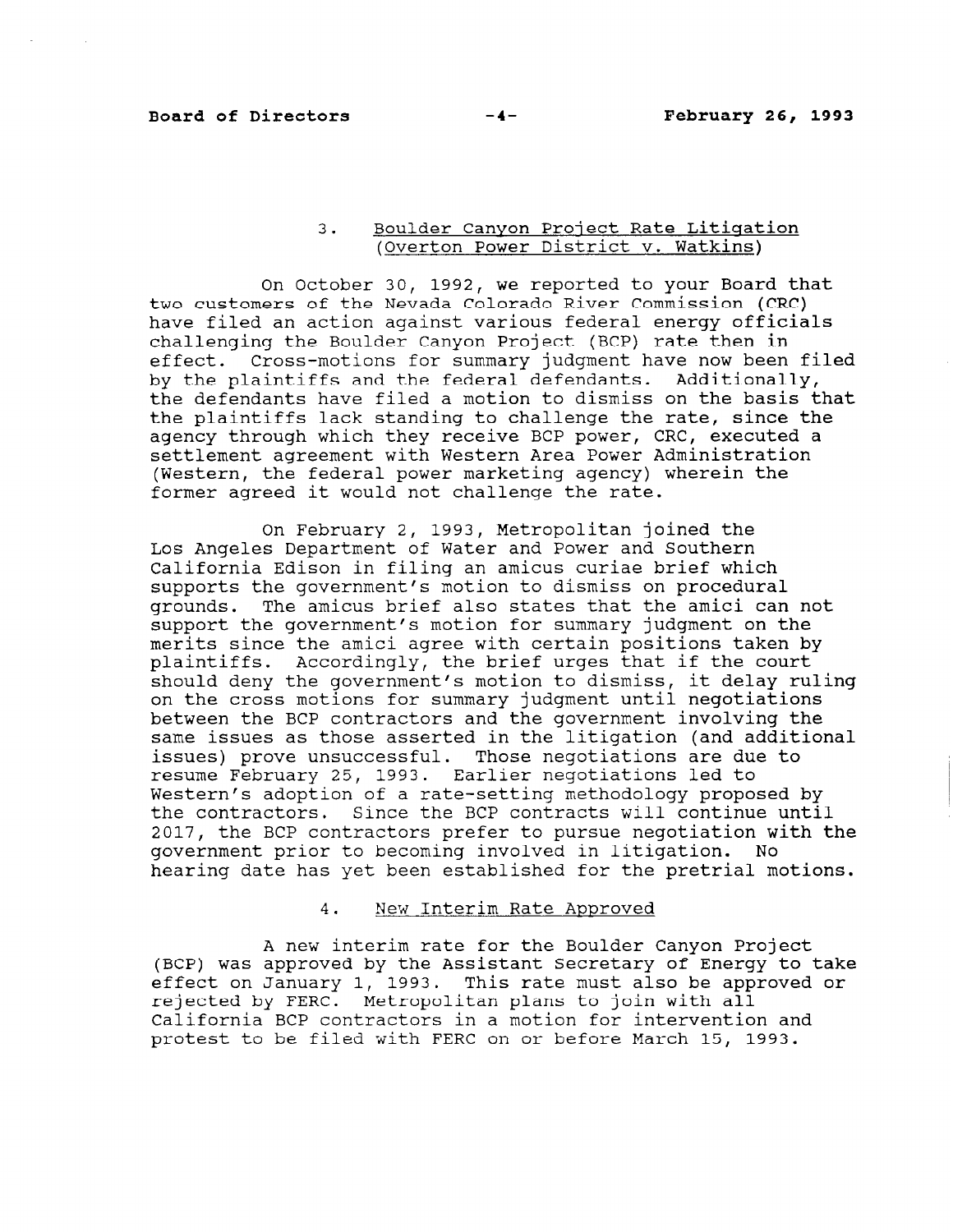### 3. Boulder Canyon Project Rate Litigation (Overton Power District v. Watkins)

On October 30, 1992, we reported to your Board that two customers of the Nevada Colorado River Commission (CRC) have filed an action against various federal energy officials challenging the Boulder Canyon Project (BCP) rate then in effect. Cross-motions for summary judgment have now been filed by the plaintiffs and the federal defendants. Additionally, the defendants have filed a motion to dismiss on the basis that the plaintiffs lack standing to challenge the rate, since the agency through which they receive BCP power, CRC, executed a settlement agreement with Western Area Power Administration (Western, the federal power marketing agency) wherein the former agreed it would not challenge the rate.

On February 2, 1993, Metropolitan joined the Los Angeles Department of Water and Power and Southern California Edison in filing an amicus curiae brief which supports the government's motion to dismiss on procedural grounds. The amicus brief also states that the amici can not support the government's motion for summary judgment on the merits since the amici agree with certain positions taken by plaintiffs. Accordingly, the brief urges that if the court should deny the government's motion to dismiss, it delay ruling on the cross motions for summary judgment until negotiations between the BCP contractors and the government involving the same issues as those asserted in the litigation (and additional issues) prove unsuccessful. Those negotiations are due to resume February 25, 1993. Earlier negotiations led to Western's adoption of a rate-setting methodology proposed by the contractors. Since the BCP contracts will continue until 2017, the BCP contractors prefer to pursue negotiation with the government prior to becoming involved in litigation. No hearing date has yet been established for the pretrial motions.

### 4. New Interim Rate Approved

A new interim rate for the Boulder Canyon Project (BCP) was approved by the Assistant Secretary of Energy to take effect on January 1, 1993. This rate must also be approved or rejected by FERC. Metropolitan plans to join with all California BCP contractors in a motion for intervention and protest to be filed with FERC on or before March 15, 1993.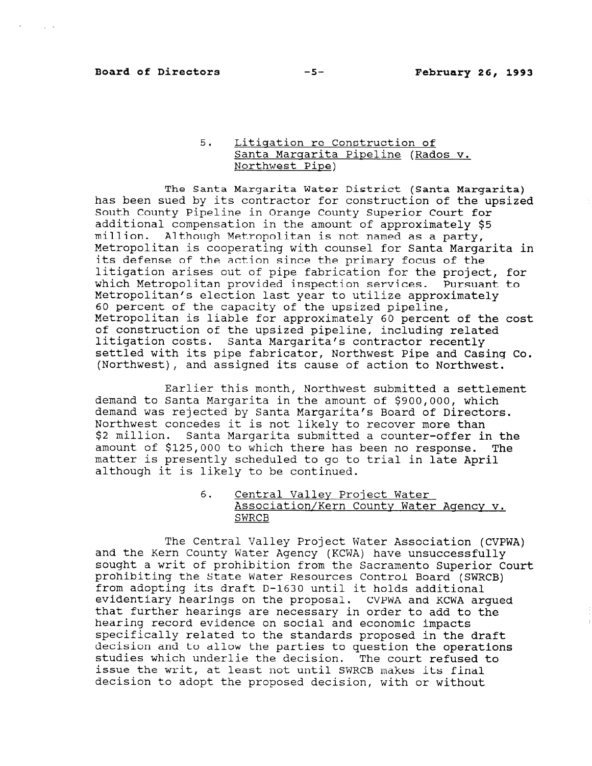5. Litigation re Construction of Santa Margarita Pipeline (Rados v. Northwest Pipe)

The Santa Margarita Water District (Santa Margarita) has been sued by its contractor for construction of the upsized South County Pipeline in Orange County Superior Court for additional compensation in the amount of approximately $5 million. Although Metropolitan is not named as a party, Metropolitan is cooperating with counsel for Santa Margarita in its defense of the action since the primary focus of the litigation arises out of pipe fabrication for the project, for which Metropolitan provided inspection services. Pursuant to Metropolitan's election last year to utilize approximately 60 percent of the capacity of the upsized pipeline, Metropolitan is liable for approximately 60 percent of the cost of construction of the upsized pipeline, including related litigation costs. Santa Margarita's contractor recently settled with its pipe fabricator, Northwest Pipe and Casing Co. (Northwest), and assigned its cause of action to Northwest.

Earlier this month, Northwest submitted a settlement demand to Santa Margarita in the amount of $900,000, which demand was rejected by Santa Margarita's Board of Directors. Northwest concedes it is not likely to recover more than $2 million. Santa Margarita submitted a counter-offer in the amount of $125,000 to which there has been no response. The matter is presently scheduled to go to trial in late April although it is likely to be continued.

6. Central Valley Project Water Association/Kern County Water Agency v. SWRCB

The Central Valley Project Water Association (CVPWA) and the Kern County Water Agency (KCWA) have unsuccessfully sought a writ of prohibition from the Sacramento Superior Court prohibiting the State Water Resources Control Board (SWRCB) from adopting its draft D-1630 until it holds additional evidentiary hearings on the proposal. CVPWA and KCWA argued that further hearings are necessary in order to add to the hearing record evidence on social and economic impacts specifically related to the standards proposed in the draft decision and to allow the parties to question the operations studies which underlie the decision. The court refused to issue the writ, at least not until SWRCB makes its final decision to adopt the proposed decision, with or without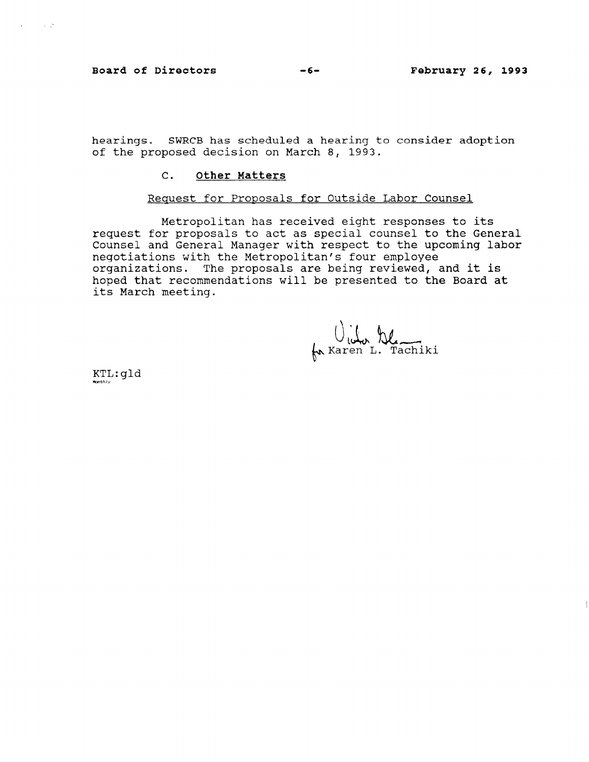hearings. SWRCB has scheduled a hearing to consider adoption of the proposed decision on March 8, 1993.

### C. **Other Matters**

Request for Proposals for Outside Labor Counsel

Metropolitan has received eight responses to its request for proposals to act as special counsel to the General Counsel and General Manager with respect to the upcoming labor negotiations with the Metropolitan's four employee organizations. The proposals are being reviewed, and it is hoped that recommendations will be presented to the Board at its March meeting.

for Karen L. Tachiki

KTL:gld